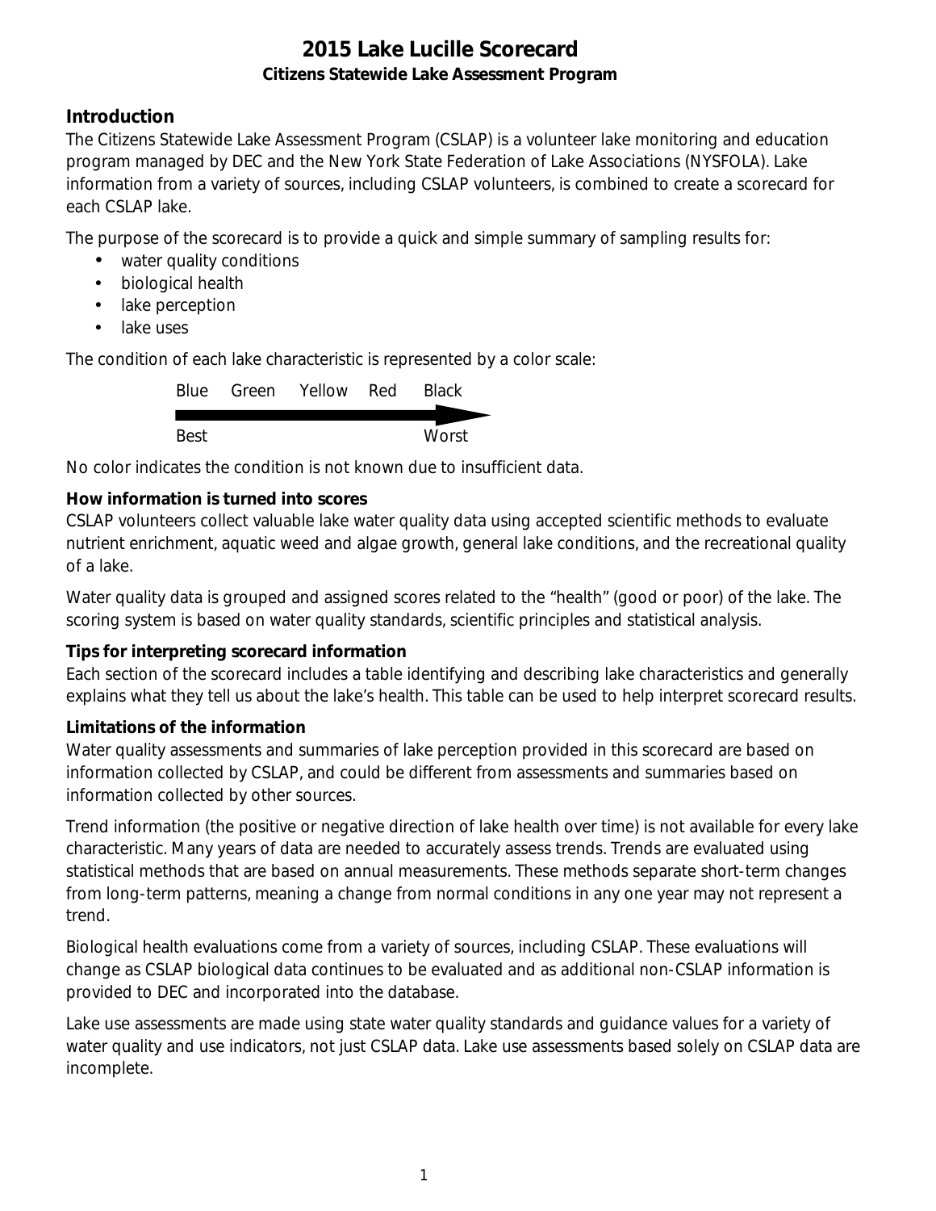# 2015 Lake Lucille Scorecard

**Citizens Statewide Lake Assessment Program**

## Introduction

The Citizens Statewide Lake Assessment Program (CSLAP) is a volunteer lake monitoring and education program managed by DEC and the New York State Federation of Lake Associations (NYSFOLA). Lake information from a variety of sources, including CSLAP volunteers, is combined to create a scorecard for each CSLAP lake.

The purpose of the scorecard is to provide a quick and simple summary of sampling results for:

- water quality conditions
- biological health
- lake perception
- lake uses

The condition of each lake characteristic is represented by a color scale:

Blue  Green  Yellow  Red  Black

Best → Worst

No color indicates the condition is not known due to insufficient data.

**How information is turned into scores**

CSLAP volunteers collect valuable lake water quality data using accepted scientific methods to evaluate nutrient enrichment, aquatic weed and algae growth, general lake conditions, and the recreational quality of a lake.

Water quality data is grouped and assigned scores related to the "health" (good or poor) of the lake. The scoring system is based on water quality standards, scientific principles and statistical analysis.

**Tips for interpreting scorecard information**

Each section of the scorecard includes a table identifying and describing lake characteristics and generally explains what they tell us about the lake's health. This table can be used to help interpret scorecard results.

**Limitations of the information**

Water quality assessments and summaries of lake perception provided in this scorecard are based on information collected by CSLAP, and could be different from assessments and summaries based on information collected by other sources.

Trend information (the positive or negative direction of lake health over time) is not available for every lake characteristic. Many years of data are needed to accurately assess trends. Trends are evaluated using statistical methods that are based on annual measurements. These methods separate short-term changes from long-term patterns, meaning a change from normal conditions in any one year may not represent a trend.

Biological health evaluations come from a variety of sources, including CSLAP. These evaluations will change as CSLAP biological data continues to be evaluated and as additional non-CSLAP information is provided to DEC and incorporated into the database.

Lake use assessments are made using state water quality standards and guidance values for a variety of water quality and use indicators, not just CSLAP data. Lake use assessments based solely on CSLAP data are incomplete.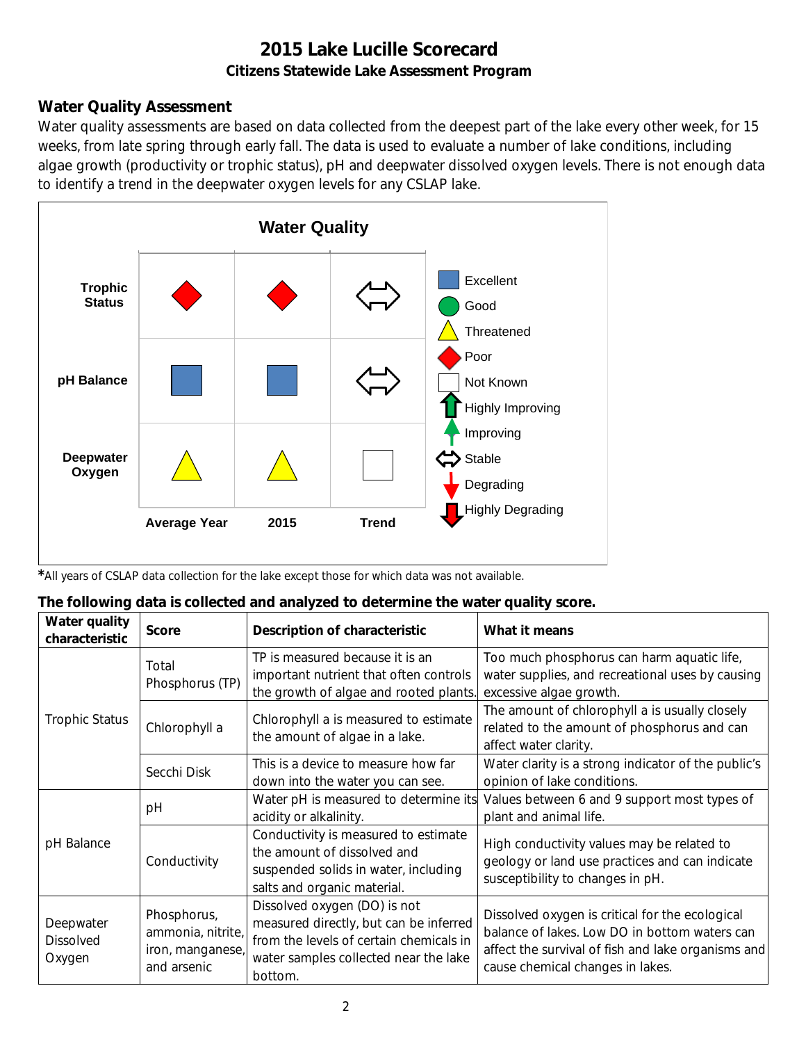# 2015 Lake Lucille Scorecard

**Citizens Statewide Lake Assessment Program**

## Water Quality Assessment

Water quality assessments are based on data collected from the deepest part of the lake every other week, for 15 weeks, from late spring through early fall. The data is used to evaluate a number of lake conditions, including algae growth (productivity or trophic status), pH and deepwater dissolved oxygen levels. There is not enough data to identify a trend in the deepwater oxygen levels for any CSLAP lake.

**Water Quality**

| | Average Year | 2015 | Trend |
|---|---|---|---|
| **Trophic Status** | Poor | Poor | Stable |
| **pH Balance** | Excellent | Excellent | Stable |
| **Deepwater Oxygen** | Threatened | Threatened | Not Known |

Legend: Excellent, Good, Threatened, Poor, Not Known, Highly Improving, Improving, Stable, Degrading, Highly Degrading

*All years of CSLAP data collection for the lake except those for which data was not available.

**The following data is collected and analyzed to determine the water quality score.**

| Water quality characteristic | Score | Description of characteristic | What it means |
|---|---|---|---|
| Trophic Status | Total Phosphorus (TP) | TP is measured because it is an important nutrient that often controls the growth of algae and rooted plants. | Too much phosphorus can harm aquatic life, water supplies, and recreational uses by causing excessive algae growth. |
| | Chlorophyll a | Chlorophyll a is measured to estimate the amount of algae in a lake. | The amount of chlorophyll a is usually closely related to the amount of phosphorus and can affect water clarity. |
| | Secchi Disk | This is a device to measure how far down into the water you can see. | Water clarity is a strong indicator of the public's opinion of lake conditions. |
| pH Balance | pH | Water pH is measured to determine its acidity or alkalinity. | Values between 6 and 9 support most types of plant and animal life. |
| | Conductivity | Conductivity is measured to estimate the amount of dissolved and suspended solids in water, including salts and organic material. | High conductivity values may be related to geology or land use practices and can indicate susceptibility to changes in pH. |
| Deepwater Dissolved Oxygen | Phosphorus, ammonia, nitrite, iron, manganese, and arsenic | Dissolved oxygen (DO) is not measured directly, but can be inferred from the levels of certain chemicals in water samples collected near the lake bottom. | Dissolved oxygen is critical for the ecological balance of lakes. Low DO in bottom waters can affect the survival of fish and lake organisms and cause chemical changes in lakes. |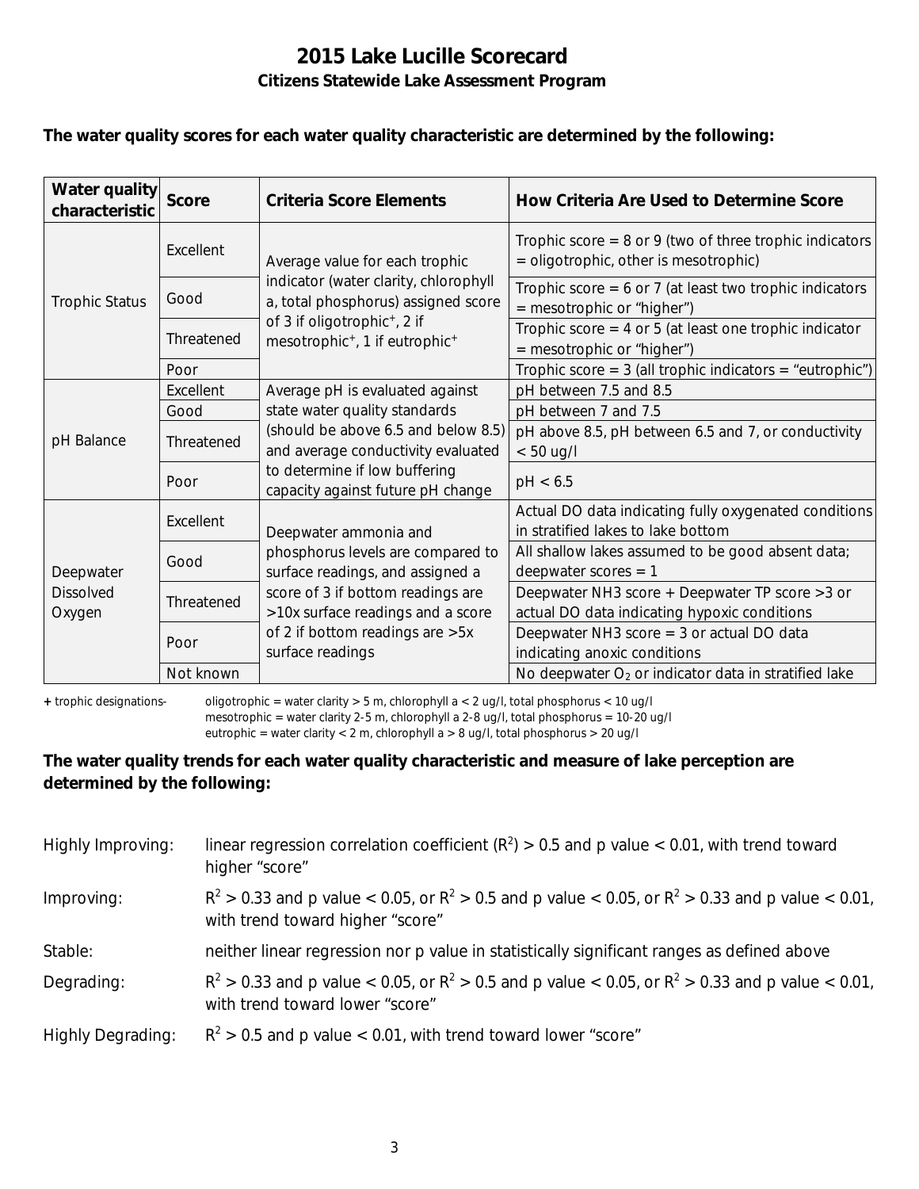# 2015 Lake Lucille Scorecard

## Citizens Statewide Lake Assessment Program

**The water quality scores for each water quality characteristic are determined by the following:**

| Water quality characteristic | Score | Criteria Score Elements | How Criteria Are Used to Determine Score |
|---|---|---|---|
| Trophic Status | Excellent | Average value for each trophic indicator (water clarity, chlorophyll a, total phosphorus) assigned score of 3 if oligotrophic+, 2 if mesotrophic+, 1 if eutrophic+ | Trophic score = 8 or 9 (two of three trophic indicators = oligotrophic, other is mesotrophic) |
| | Good | | Trophic score = 6 or 7 (at least two trophic indicators = mesotrophic or "higher") |
| | Threatened | | Trophic score = 4 or 5 (at least one trophic indicator = mesotrophic or "higher") |
| | Poor | | Trophic score = 3 (all trophic indicators = "eutrophic") |
| pH Balance | Excellent | Average pH is evaluated against state water quality standards (should be above 6.5 and below 8.5) and average conductivity evaluated to determine if low buffering capacity against future pH change | pH between 7.5 and 8.5 |
| | Good | | pH between 7 and 7.5 |
| | Threatened | | pH above 8.5, pH between 6.5 and 7, or conductivity < 50 ug/l |
| | Poor | | pH < 6.5 |
| Deepwater Dissolved Oxygen | Excellent | Deepwater ammonia and phosphorus levels are compared to surface readings, and assigned a score of 3 if bottom readings are >10x surface readings and a score of 2 if bottom readings are >5x surface readings | Actual DO data indicating fully oxygenated conditions in stratified lakes to lake bottom |
| | Good | | All shallow lakes assumed to be good absent data; deepwater scores = 1 |
| | Threatened | | Deepwater NH3 score + Deepwater TP score >3 or actual DO data indicating hypoxic conditions |
| | Poor | | Deepwater NH3 score = 3 or actual DO data indicating anoxic conditions |
| | Not known | | No deepwater $O_2$ or indicator data in stratified lake |

**+** trophic designations- oligotrophic = water clarity > 5 m, chlorophyll a < 2 ug/l, total phosphorus < 10 ug/l
mesotrophic = water clarity 2-5 m, chlorophyll a 2-8 ug/l, total phosphorus = 10-20 ug/l
eutrophic = water clarity < 2 m, chlorophyll a > 8 ug/l, total phosphorus > 20 ug/l

**The water quality trends for each water quality characteristic and measure of lake perception are determined by the following:**

Highly Improving: linear regression correlation coefficient ($R^2$) > 0.5 and p value < 0.01, with trend toward higher "score"

Improving: $R^2 > 0.33$ and p value < 0.05, or $R^2 > 0.5$ and p value < 0.05, or $R^2 > 0.33$ and p value < 0.01, with trend toward higher "score"

Stable: neither linear regression nor p value in statistically significant ranges as defined above

Degrading: $R^2 > 0.33$ and p value < 0.05, or $R^2 > 0.5$ and p value < 0.05, or $R^2 > 0.33$ and p value < 0.01, with trend toward lower "score"

Highly Degrading: $R^2 > 0.5$ and p value < 0.01, with trend toward lower "score"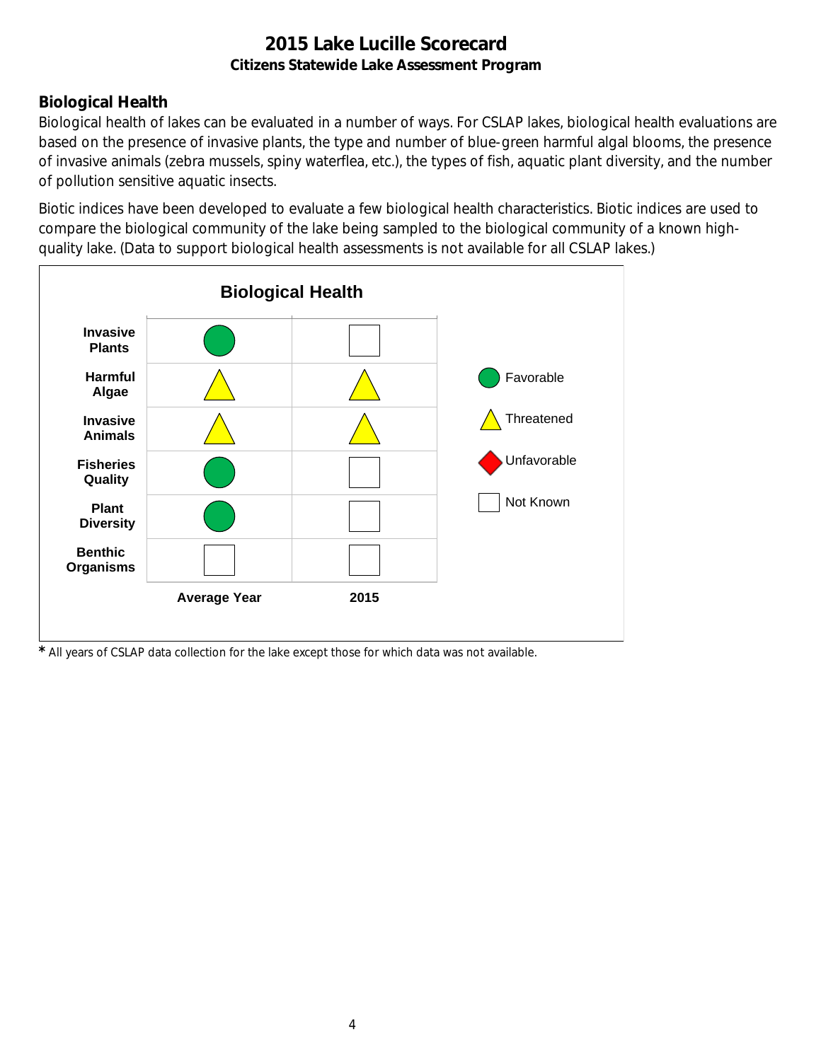# 2015 Lake Lucille Scorecard

**Citizens Statewide Lake Assessment Program**

## Biological Health

Biological health of lakes can be evaluated in a number of ways. For CSLAP lakes, biological health evaluations are based on the presence of invasive plants, the type and number of blue-green harmful algal blooms, the presence of invasive animals (zebra mussels, spiny waterflea, etc.), the types of fish, aquatic plant diversity, and the number of pollution sensitive aquatic insects.

Biotic indices have been developed to evaluate a few biological health characteristics. Biotic indices are used to compare the biological community of the lake being sampled to the biological community of a known high-quality lake. (Data to support biological health assessments is not available for all CSLAP lakes.)

**Biological Health**

| | Average Year | 2015 |
|---|---|---|
| **Invasive Plants** | Favorable | Not Known |
| **Harmful Algae** | Threatened | Threatened |
| **Invasive Animals** | Threatened | Threatened |
| **Fisheries Quality** | Favorable | Not Known |
| **Plant Diversity** | Favorable | Not Known |
| **Benthic Organisms** | Not Known | Not Known |

Legend: Favorable (green circle), Threatened (yellow triangle), Unfavorable (red diamond), Not Known (empty square)

* All years of CSLAP data collection for the lake except those for which data was not available.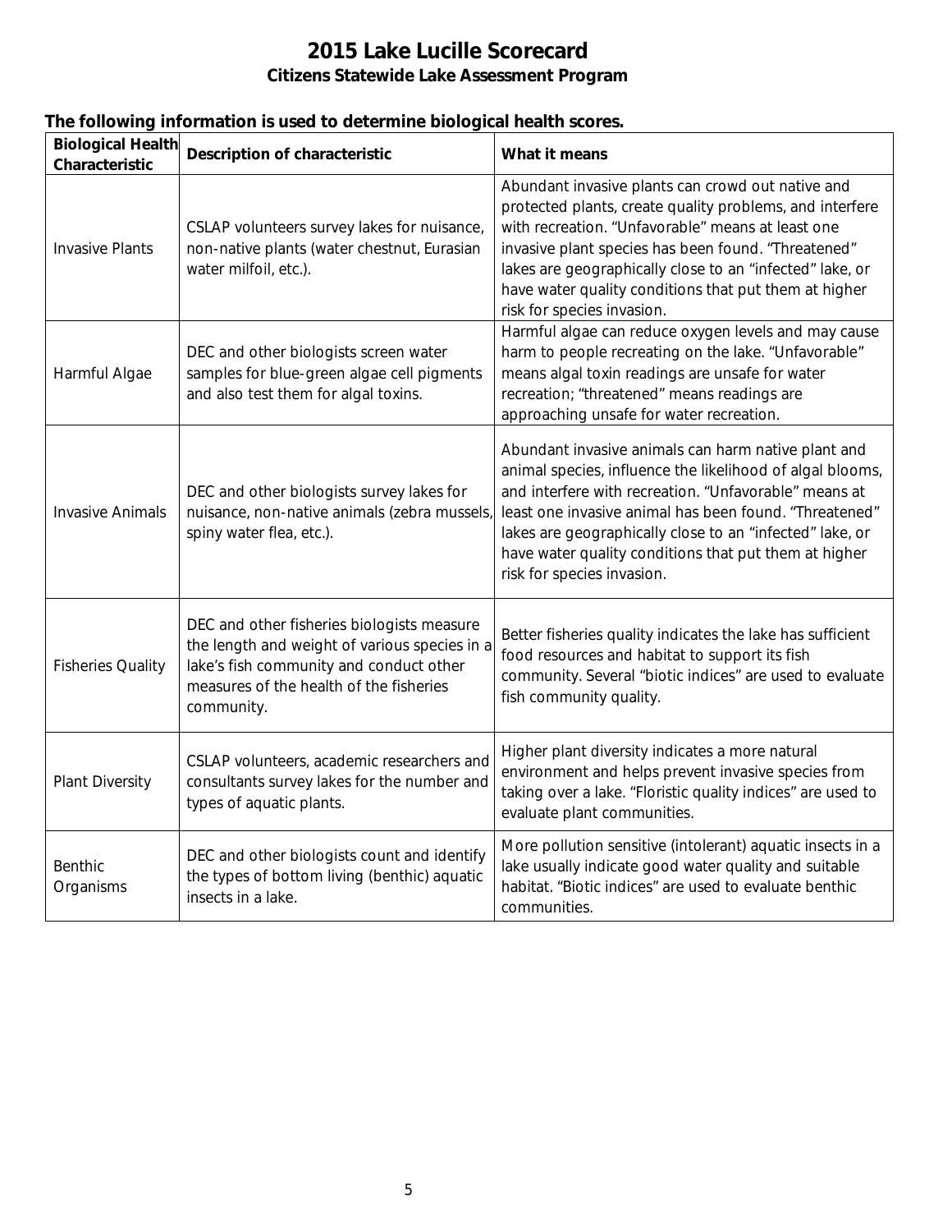# 2015 Lake Lucille Scorecard

## Citizens Statewide Lake Assessment Program

**The following information is used to determine biological health scores.**

| Biological Health Characteristic | Description of characteristic | What it means |
|---|---|---|
| Invasive Plants | CSLAP volunteers survey lakes for nuisance, non-native plants (water chestnut, Eurasian water milfoil, etc.). | Abundant invasive plants can crowd out native and protected plants, create quality problems, and interfere with recreation. "Unfavorable" means at least one invasive plant species has been found. "Threatened" lakes are geographically close to an "infected" lake, or have water quality conditions that put them at higher risk for species invasion. |
| Harmful Algae | DEC and other biologists screen water samples for blue-green algae cell pigments and also test them for algal toxins. | Harmful algae can reduce oxygen levels and may cause harm to people recreating on the lake. "Unfavorable" means algal toxin readings are unsafe for water recreation; "threatened" means readings are approaching unsafe for water recreation. |
| Invasive Animals | DEC and other biologists survey lakes for nuisance, non-native animals (zebra mussels, spiny water flea, etc.). | Abundant invasive animals can harm native plant and animal species, influence the likelihood of algal blooms, and interfere with recreation. "Unfavorable" means at least one invasive animal has been found. "Threatened" lakes are geographically close to an "infected" lake, or have water quality conditions that put them at higher risk for species invasion. |
| Fisheries Quality | DEC and other fisheries biologists measure the length and weight of various species in a lake's fish community and conduct other measures of the health of the fisheries community. | Better fisheries quality indicates the lake has sufficient food resources and habitat to support its fish community. Several "biotic indices" are used to evaluate fish community quality. |
| Plant Diversity | CSLAP volunteers, academic researchers and consultants survey lakes for the number and types of aquatic plants. | Higher plant diversity indicates a more natural environment and helps prevent invasive species from taking over a lake. "Floristic quality indices" are used to evaluate plant communities. |
| Benthic Organisms | DEC and other biologists count and identify the types of bottom living (benthic) aquatic insects in a lake. | More pollution sensitive (intolerant) aquatic insects in a lake usually indicate good water quality and suitable habitat. "Biotic indices" are used to evaluate benthic communities. |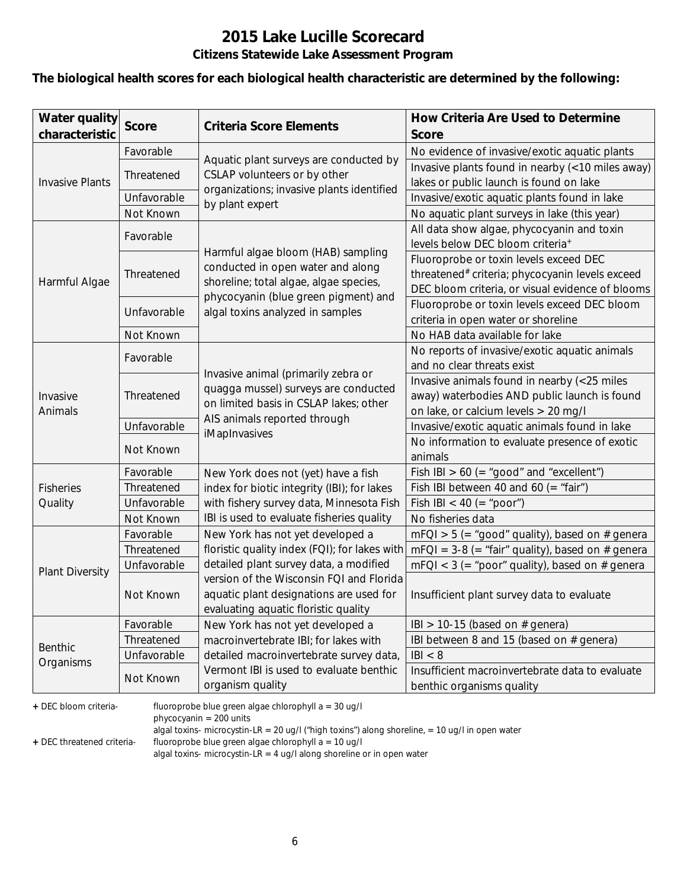# 2015 Lake Lucille Scorecard

## Citizens Statewide Lake Assessment Program

**The biological health scores for each biological health characteristic are determined by the following:**

| Water quality characteristic | Score | Criteria Score Elements | How Criteria Are Used to Determine Score |
|---|---|---|---|
| Invasive Plants | Favorable | Aquatic plant surveys are conducted by CSLAP volunteers or by other organizations; invasive plants identified by plant expert | No evidence of invasive/exotic aquatic plants |
| | Threatened | | Invasive plants found in nearby (<10 miles away) lakes or public launch is found on lake |
| | Unfavorable | | Invasive/exotic aquatic plants found in lake |
| | Not Known | | No aquatic plant surveys in lake (this year) |
| Harmful Algae | Favorable | Harmful algae bloom (HAB) sampling conducted in open water and along shoreline; total algae, algae species, phycocyanin (blue green pigment) and algal toxins analyzed in samples | All data show algae, phycocyanin and toxin levels below DEC bloom criteria+ |
| | Threatened | | Fluoroprobe or toxin levels exceed DEC threatened# criteria; phycocyanin levels exceed DEC bloom criteria, or visual evidence of blooms |
| | Unfavorable | | Fluoroprobe or toxin levels exceed DEC bloom criteria in open water or shoreline |
| | Not Known | | No HAB data available for lake |
| Invasive Animals | Favorable | Invasive animal (primarily zebra or quagga mussel) surveys are conducted on limited basis in CSLAP lakes; other AIS animals reported through iMapInvasives | No reports of invasive/exotic aquatic animals and no clear threats exist |
| | Threatened | | Invasive animals found in nearby (<25 miles away) waterbodies AND public launch is found on lake, or calcium levels > 20 mg/l |
| | Unfavorable | | Invasive/exotic aquatic animals found in lake |
| | Not Known | | No information to evaluate presence of exotic animals |
| Fisheries Quality | Favorable | New York does not (yet) have a fish index for biotic integrity (IBI); for lakes with fishery survey data, Minnesota Fish IBI is used to evaluate fisheries quality | Fish IBI > 60 (= "good" and "excellent") |
| | Threatened | | Fish IBI between 40 and 60 (= "fair") |
| | Unfavorable | | Fish IBI < 40 (= "poor") |
| | Not Known | | No fisheries data |
| Plant Diversity | Favorable | New York has not yet developed a floristic quality index (FQI); for lakes with detailed plant survey data, a modified version of the Wisconsin FQI and Florida aquatic plant designations are used for evaluating aquatic floristic quality | mFQI > 5 (= "good" quality), based on # genera |
| | Threatened | | mFQI = 3-8 (= "fair" quality), based on # genera |
| | Unfavorable | | mFQI < 3 (= "poor" quality), based on # genera |
| | Not Known | | Insufficient plant survey data to evaluate |
| Benthic Organisms | Favorable | New York has not yet developed a macroinvertebrate IBI; for lakes with detailed macroinvertebrate survey data, Vermont IBI is used to evaluate benthic organism quality | IBI > 10-15 (based on # genera) |
| | Threatened | | IBI between 8 and 15 (based on # genera) |
| | Unfavorable | | IBI < 8 |
| | Not Known | | Insufficient macroinvertebrate data to evaluate benthic organisms quality |

**+** DEC bloom criteria- fluoroprobe blue green algae chlorophyll a = 30 ug/l
phycocyanin = 200 units
algal toxins- microcystin-LR = 20 ug/l ("high toxins") along shoreline, = 10 ug/l in open water

**+** DEC threatened criteria- fluoroprobe blue green algae chlorophyll a = 10 ug/l
algal toxins- microcystin-LR = 4 ug/l along shoreline or in open water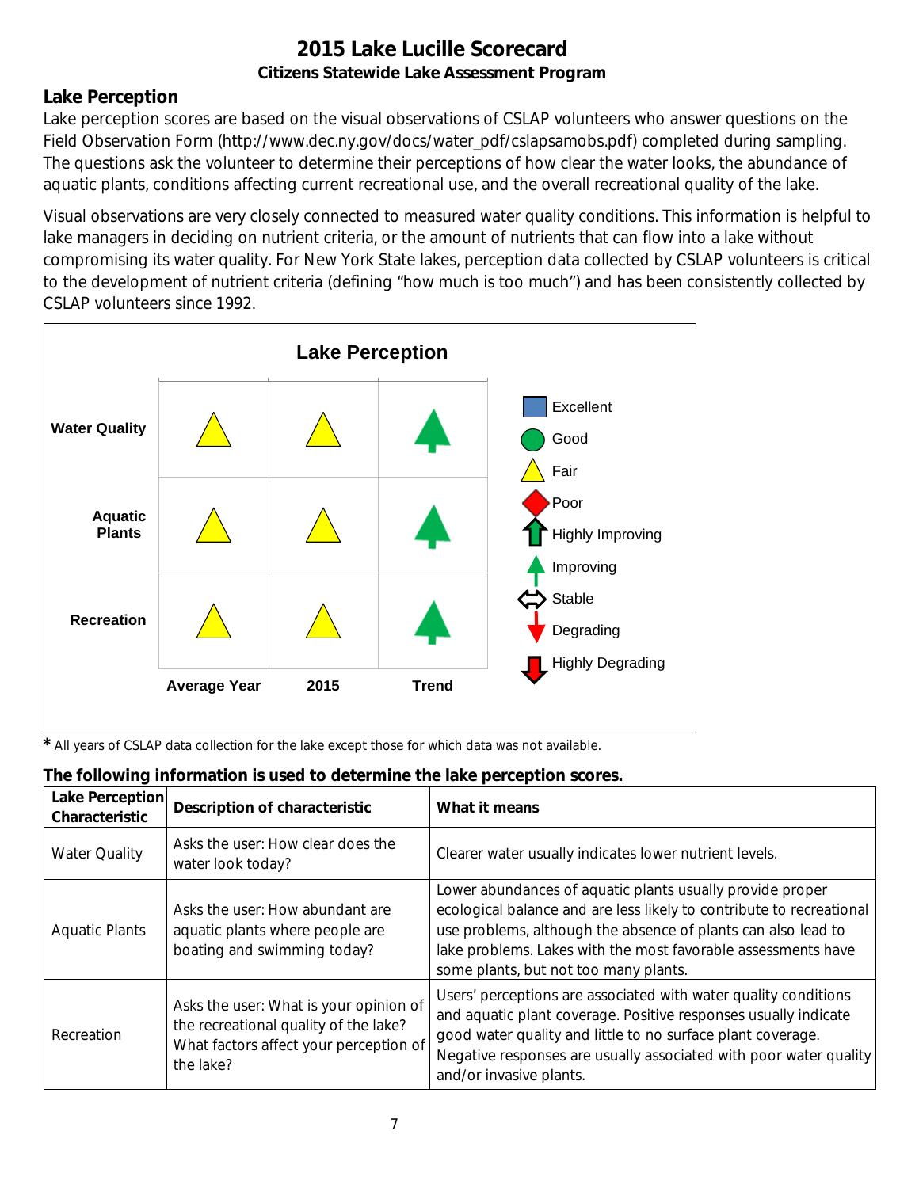# 2015 Lake Lucille Scorecard

### Citizens Statewide Lake Assessment Program

## Lake Perception

Lake perception scores are based on the visual observations of CSLAP volunteers who answer questions on the Field Observation Form (http://www.dec.ny.gov/docs/water_pdf/cslapsamobs.pdf) completed during sampling. The questions ask the volunteer to determine their perceptions of how clear the water looks, the abundance of aquatic plants, conditions affecting current recreational use, and the overall recreational quality of the lake.

Visual observations are very closely connected to measured water quality conditions. This information is helpful to lake managers in deciding on nutrient criteria, or the amount of nutrients that can flow into a lake without compromising its water quality. For New York State lakes, perception data collected by CSLAP volunteers is critical to the development of nutrient criteria (defining "how much is too much") and has been consistently collected by CSLAP volunteers since 1992.

**Lake Perception**

| | Average Year | 2015 | Trend |
|---|---|---|---|
| Water Quality | Fair | Fair | Improving |
| Aquatic Plants | Fair | Fair | Improving |
| Recreation | Fair | Fair | Improving |

Legend: Excellent, Good, Fair, Poor, Highly Improving, Improving, Stable, Degrading, Highly Degrading

* All years of CSLAP data collection for the lake except those for which data was not available.

**The following information is used to determine the lake perception scores.**

| Lake Perception Characteristic | Description of characteristic | What it means |
|---|---|---|
| Water Quality | Asks the user: How clear does the water look today? | Clearer water usually indicates lower nutrient levels. |
| Aquatic Plants | Asks the user: How abundant are aquatic plants where people are boating and swimming today? | Lower abundances of aquatic plants usually provide proper ecological balance and are less likely to contribute to recreational use problems, although the absence of plants can also lead to lake problems. Lakes with the most favorable assessments have some plants, but not too many plants. |
| Recreation | Asks the user: What is your opinion of the recreational quality of the lake? What factors affect your perception of the lake? | Users' perceptions are associated with water quality conditions and aquatic plant coverage. Positive responses usually indicate good water quality and little to no surface plant coverage. Negative responses are usually associated with poor water quality and/or invasive plants. |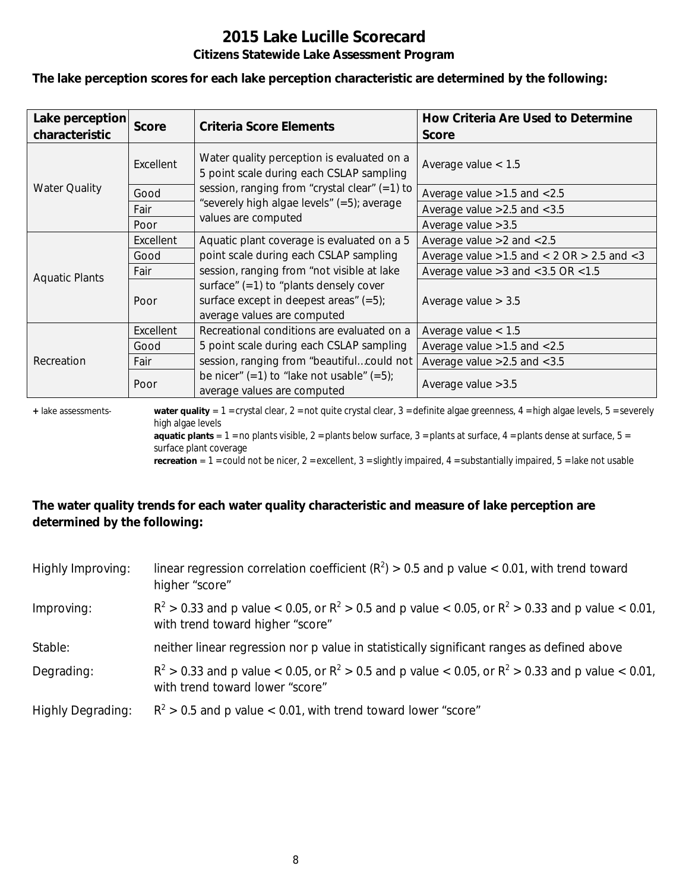# 2015 Lake Lucille Scorecard

## Citizens Statewide Lake Assessment Program

**The lake perception scores for each lake perception characteristic are determined by the following:**

| Lake perception characteristic | Score | Criteria Score Elements | How Criteria Are Used to Determine Score |
|---|---|---|---|
| Water Quality | Excellent | Water quality perception is evaluated on a 5 point scale during each CSLAP sampling session, ranging from "crystal clear" (=1) to "severely high algae levels" (=5); average values are computed | Average value < 1.5 |
| | Good | | Average value >1.5 and <2.5 |
| | Fair | | Average value >2.5 and <3.5 |
| | Poor | | Average value >3.5 |
| Aquatic Plants | Excellent | Aquatic plant coverage is evaluated on a 5 point scale during each CSLAP sampling session, ranging from "not visible at lake surface" (=1) to "plants densely cover surface except in deepest areas" (=5); average values are computed | Average value >2 and <2.5 |
| | Good | | Average value >1.5 and < 2 OR > 2.5 and <3 |
| | Fair | | Average value >3 and <3.5 OR <1.5 |
| | Poor | | Average value > 3.5 |
| Recreation | Excellent | Recreational conditions are evaluated on a 5 point scale during each CSLAP sampling session, ranging from "beautiful…could not be nicer" (=1) to "lake not usable" (=5); average values are computed | Average value < 1.5 |
| | Good | | Average value >1.5 and <2.5 |
| | Fair | | Average value >2.5 and <3.5 |
| | Poor | | Average value >3.5 |

+ lake assessments- **water quality** = 1 = crystal clear, 2 = not quite crystal clear, 3 = definite algae greenness, 4 = high algae levels, 5 = severely high algae levels
**aquatic plants** = 1 = no plants visible, 2 = plants below surface, 3 = plants at surface, 4 = plants dense at surface, 5 = surface plant coverage
**recreation** = 1 = could not be nicer, 2 = excellent, 3 = slightly impaired, 4 = substantially impaired, 5 = lake not usable

**The water quality trends for each water quality characteristic and measure of lake perception are determined by the following:**

Highly Improving: linear regression correlation coefficient ($R^2$) > 0.5 and p value < 0.01, with trend toward higher "score"

Improving: $R^2 > 0.33$ and p value < 0.05, or $R^2 > 0.5$ and p value < 0.05, or $R^2 > 0.33$ and p value < 0.01, with trend toward higher "score"

Stable: neither linear regression nor p value in statistically significant ranges as defined above

Degrading: $R^2 > 0.33$ and p value < 0.05, or $R^2 > 0.5$ and p value < 0.05, or $R^2 > 0.33$ and p value < 0.01, with trend toward lower "score"

Highly Degrading: $R^2 > 0.5$ and p value < 0.01, with trend toward lower "score"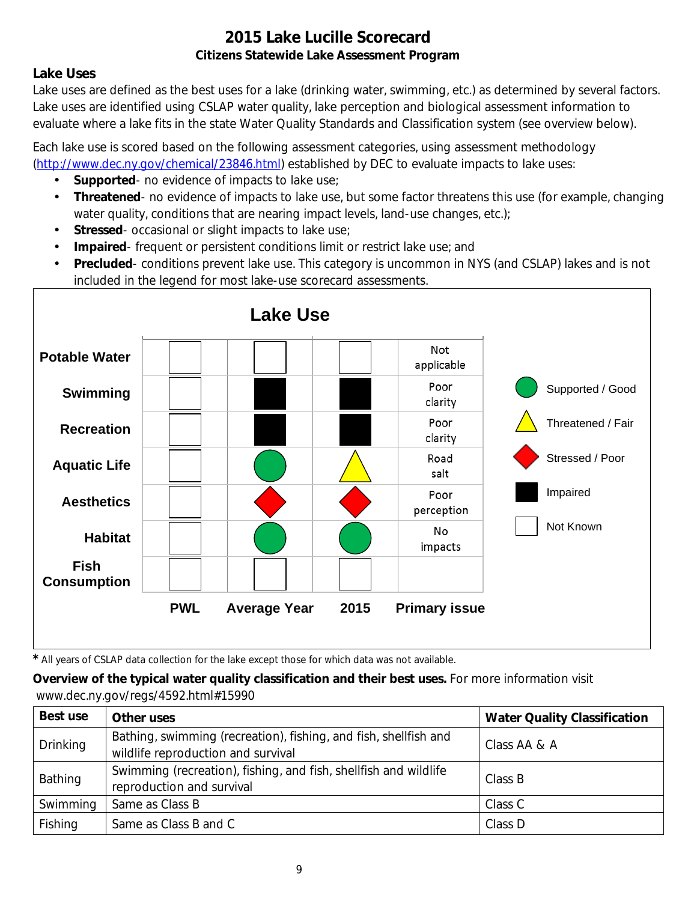# 2015 Lake Lucille Scorecard

**Citizens Statewide Lake Assessment Program**

## Lake Uses

Lake uses are defined as the best uses for a lake (drinking water, swimming, etc.) as determined by several factors. Lake uses are identified using CSLAP water quality, lake perception and biological assessment information to evaluate where a lake fits in the state Water Quality Standards and Classification system (see overview below).

Each lake use is scored based on the following assessment categories, using assessment methodology (http://www.dec.ny.gov/chemical/23846.html) established by DEC to evaluate impacts to lake uses:

- **Supported**- no evidence of impacts to lake use;
- **Threatened**- no evidence of impacts to lake use, but some factor threatens this use (for example, changing water quality, conditions that are nearing impact levels, land-use changes, etc.);
- **Stressed**- occasional or slight impacts to lake use;
- **Impaired**- frequent or persistent conditions limit or restrict lake use; and
- **Precluded**- conditions prevent lake use. This category is uncommon in NYS (and CSLAP) lakes and is not included in the legend for most lake-use scorecard assessments.

**Lake Use**

| | PWL | Average Year | 2015 | Primary issue |
|---|---|---|---|---|
| Potable Water | Not Known | Not Known | Not Known | Not applicable |
| Swimming | Not Known | Impaired | Impaired | Poor clarity |
| Recreation | Not Known | Impaired | Impaired | Poor clarity |
| Aquatic Life | Not Known | Supported / Good | Threatened / Fair | Road salt |
| Aesthetics | Not Known | Stressed / Poor | Stressed / Poor | Poor perception |
| Habitat | Not Known | Supported / Good | Supported / Good | No impacts |
| Fish Consumption | Not Known | Not Known | Not Known | |

Legend: Supported / Good; Threatened / Fair; Stressed / Poor; Impaired; Not Known

\* All years of CSLAP data collection for the lake except those for which data was not available.

**Overview of the typical water quality classification and their best uses.** For more information visit www.dec.ny.gov/regs/4592.html#15990

| Best use | Other uses | Water Quality Classification |
|---|---|---|
| Drinking | Bathing, swimming (recreation), fishing, and fish, shellfish and wildlife reproduction and survival | Class AA & A |
| Bathing | Swimming (recreation), fishing, and fish, shellfish and wildlife reproduction and survival | Class B |
| Swimming | Same as Class B | Class C |
| Fishing | Same as Class B and C | Class D |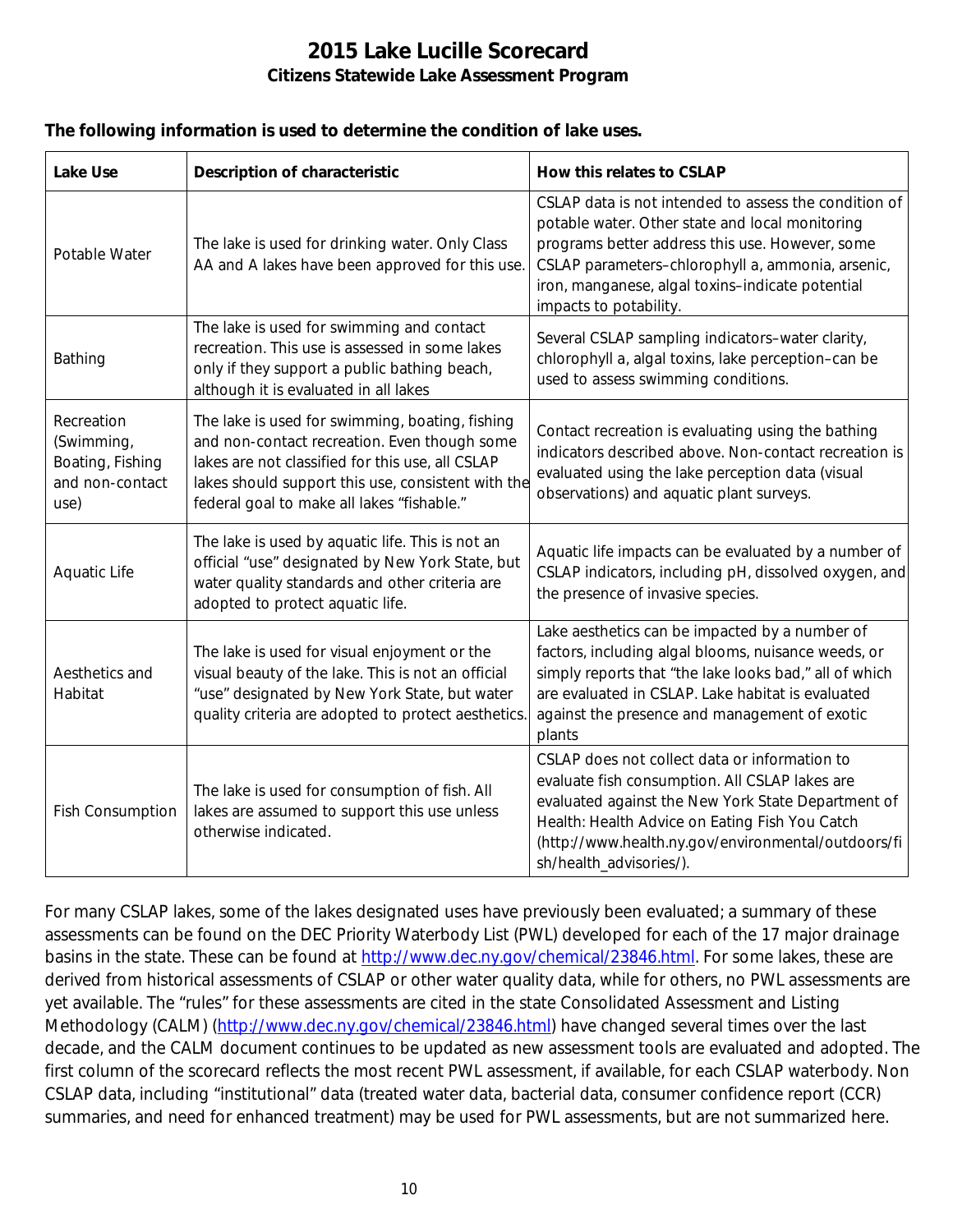# 2015 Lake Lucille Scorecard

**Citizens Statewide Lake Assessment Program**

**The following information is used to determine the condition of lake uses.**

| Lake Use | Description of characteristic | How this relates to CSLAP |
|---|---|---|
| Potable Water | The lake is used for drinking water. Only Class AA and A lakes have been approved for this use. | CSLAP data is not intended to assess the condition of potable water. Other state and local monitoring programs better address this use. However, some CSLAP parameters–chlorophyll a, ammonia, arsenic, iron, manganese, algal toxins–indicate potential impacts to potability. |
| Bathing | The lake is used for swimming and contact recreation. This use is assessed in some lakes only if they support a public bathing beach, although it is evaluated in all lakes | Several CSLAP sampling indicators–water clarity, chlorophyll a, algal toxins, lake perception–can be used to assess swimming conditions. |
| Recreation (Swimming, Boating, Fishing and non-contact use) | The lake is used for swimming, boating, fishing and non-contact recreation. Even though some lakes are not classified for this use, all CSLAP lakes should support this use, consistent with the federal goal to make all lakes "fishable." | Contact recreation is evaluating using the bathing indicators described above. Non-contact recreation is evaluated using the lake perception data (visual observations) and aquatic plant surveys. |
| Aquatic Life | The lake is used by aquatic life. This is not an official "use" designated by New York State, but water quality standards and other criteria are adopted to protect aquatic life. | Aquatic life impacts can be evaluated by a number of CSLAP indicators, including pH, dissolved oxygen, and the presence of invasive species. |
| Aesthetics and Habitat | The lake is used for visual enjoyment or the visual beauty of the lake. This is not an official "use" designated by New York State, but water quality criteria are adopted to protect aesthetics. | Lake aesthetics can be impacted by a number of factors, including algal blooms, nuisance weeds, or simply reports that "the lake looks bad," all of which are evaluated in CSLAP. Lake habitat is evaluated against the presence and management of exotic plants |
| Fish Consumption | The lake is used for consumption of fish. All lakes are assumed to support this use unless otherwise indicated. | CSLAP does not collect data or information to evaluate fish consumption. All CSLAP lakes are evaluated against the New York State Department of Health: Health Advice on Eating Fish You Catch (http://www.health.ny.gov/environmental/outdoors/fish/health_advisories/). |

For many CSLAP lakes, some of the lakes designated uses have previously been evaluated; a summary of these assessments can be found on the DEC Priority Waterbody List (PWL) developed for each of the 17 major drainage basins in the state. These can be found at http://www.dec.ny.gov/chemical/23846.html. For some lakes, these are derived from historical assessments of CSLAP or other water quality data, while for others, no PWL assessments are yet available. The "rules" for these assessments are cited in the state Consolidated Assessment and Listing Methodology (CALM) (http://www.dec.ny.gov/chemical/23846.html) have changed several times over the last decade, and the CALM document continues to be updated as new assessment tools are evaluated and adopted. The first column of the scorecard reflects the most recent PWL assessment, if available, for each CSLAP waterbody. Non CSLAP data, including "institutional" data (treated water data, bacterial data, consumer confidence report (CCR) summaries, and need for enhanced treatment) may be used for PWL assessments, but are not summarized here.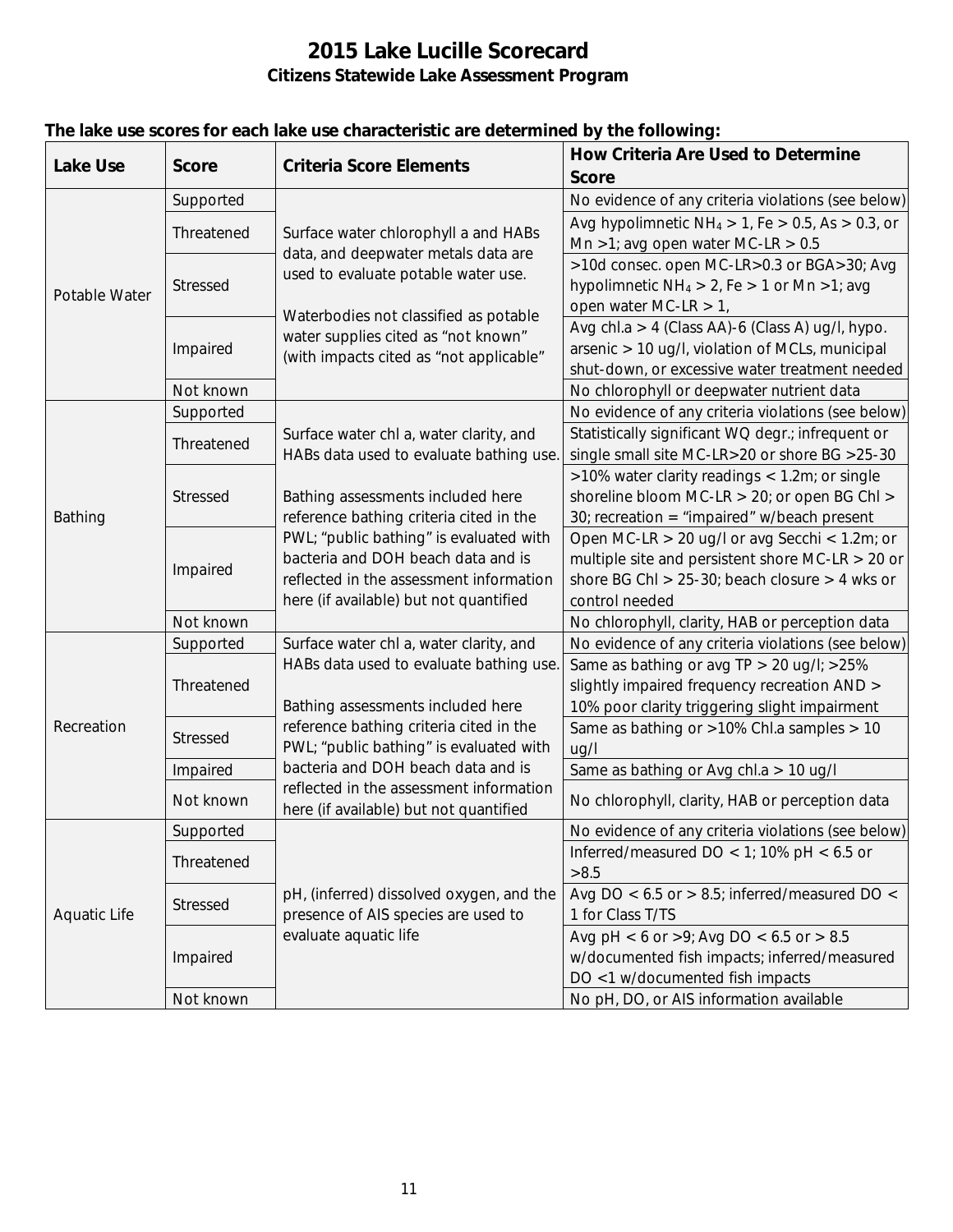# 2015 Lake Lucille Scorecard

## Citizens Statewide Lake Assessment Program

**The lake use scores for each lake use characteristic are determined by the following:**

| Lake Use | Score | Criteria Score Elements | How Criteria Are Used to Determine Score |
|---|---|---|---|
| Potable Water | Supported | Surface water chlorophyll a and HABs data, and deepwater metals data are used to evaluate potable water use. Waterbodies not classified as potable water supplies cited as "not known" (with impacts cited as "not applicable" | No evidence of any criteria violations (see below) |
| | Threatened | | Avg hypolimnetic $NH_4$ > 1, Fe > 0.5, As > 0.3, or Mn >1; avg open water MC-LR > 0.5 |
| | Stressed | | >10d consec. open MC-LR>0.3 or BGA>30; Avg hypolimnetic $NH_4$ > 2, Fe > 1 or Mn >1; avg open water MC-LR > 1, |
| | Impaired | | Avg chl.a > 4 (Class AA)-6 (Class A) ug/l, hypo. arsenic > 10 ug/l, violation of MCLs, municipal shut-down, or excessive water treatment needed |
| | Not known | | No chlorophyll or deepwater nutrient data |
| Bathing | Supported | Surface water chl a, water clarity, and HABs data used to evaluate bathing use. Bathing assessments included here reference bathing criteria cited in the PWL; "public bathing" is evaluated with bacteria and DOH beach data and is reflected in the assessment information here (if available) but not quantified | No evidence of any criteria violations (see below) |
| | Threatened | | Statistically significant WQ degr.; infrequent or single small site MC-LR>20 or shore BG >25-30 |
| | Stressed | | >10% water clarity readings < 1.2m; or single shoreline bloom MC-LR > 20; or open BG Chl > 30; recreation = "impaired" w/beach present |
| | Impaired | | Open MC-LR > 20 ug/l or avg Secchi < 1.2m; or multiple site and persistent shore MC-LR > 20 or shore BG Chl > 25-30; beach closure > 4 wks or control needed |
| | Not known | | No chlorophyll, clarity, HAB or perception data |
| Recreation | Supported | Surface water chl a, water clarity, and HABs data used to evaluate bathing use. Bathing assessments included here reference bathing criteria cited in the PWL; "public bathing" is evaluated with bacteria and DOH beach data and is reflected in the assessment information here (if available) but not quantified | No evidence of any criteria violations (see below) |
| | Threatened | | Same as bathing or avg TP > 20 ug/l; >25% slightly impaired frequency recreation AND > 10% poor clarity triggering slight impairment |
| | Stressed | | Same as bathing or >10% Chl.a samples > 10 ug/l |
| | Impaired | | Same as bathing or Avg chl.a > 10 ug/l |
| | Not known | | No chlorophyll, clarity, HAB or perception data |
| Aquatic Life | Supported | pH, (inferred) dissolved oxygen, and the presence of AIS species are used to evaluate aquatic life | No evidence of any criteria violations (see below) |
| | Threatened | | Inferred/measured DO < 1; 10% pH < 6.5 or >8.5 |
| | Stressed | | Avg DO < 6.5 or > 8.5; inferred/measured DO < 1 for Class T/TS |
| | Impaired | | Avg pH < 6 or >9; Avg DO < 6.5 or > 8.5 w/documented fish impacts; inferred/measured DO <1 w/documented fish impacts |
| | Not known | | No pH, DO, or AIS information available |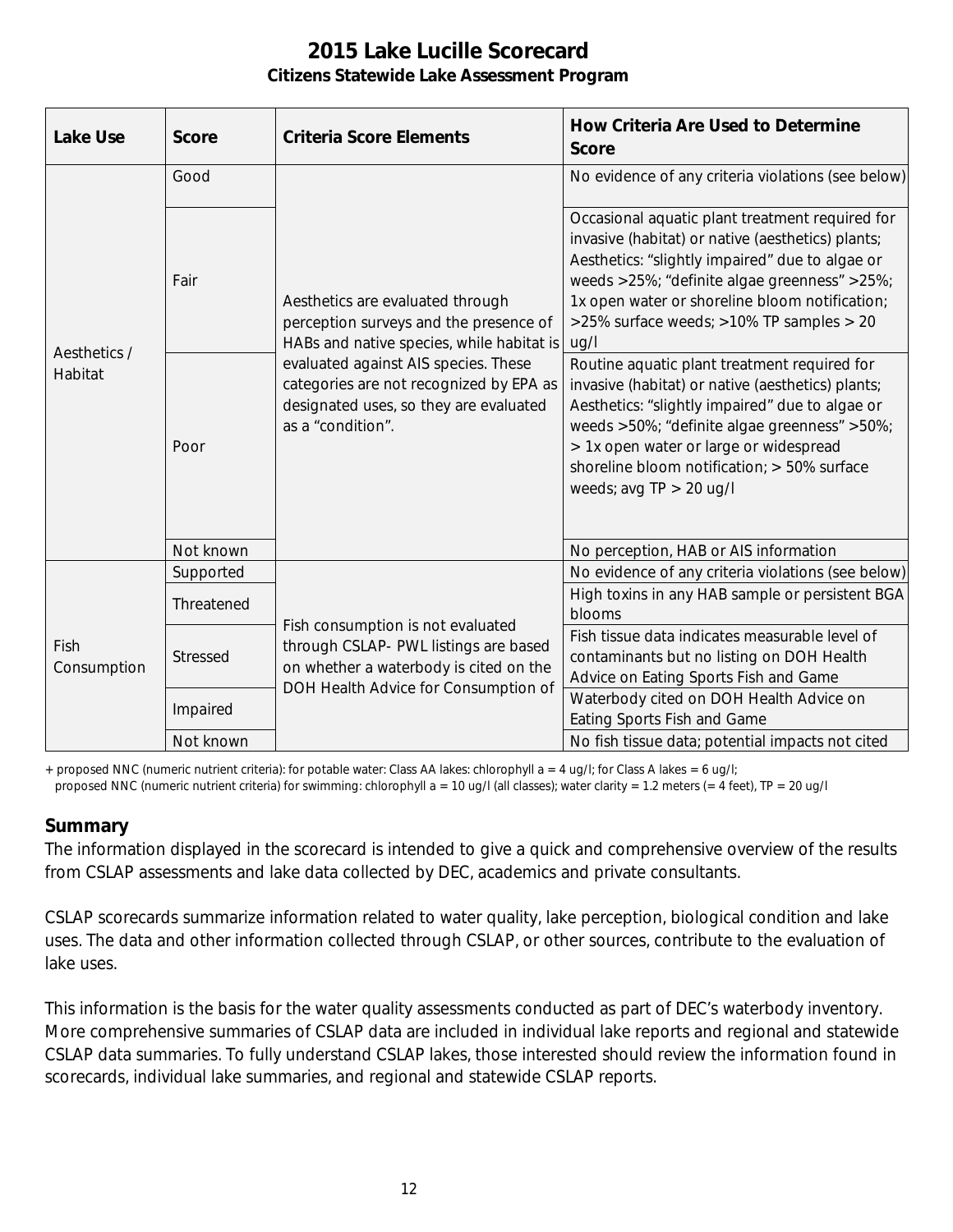# 2015 Lake Lucille Scorecard

**Citizens Statewide Lake Assessment Program**

| Lake Use | Score | Criteria Score Elements | How Criteria Are Used to Determine Score |
|---|---|---|---|
| Aesthetics / Habitat | Good | Aesthetics are evaluated through perception surveys and the presence of HABs and native species, while habitat is evaluated against AIS species. These categories are not recognized by EPA as designated uses, so they are evaluated as a "condition". | No evidence of any criteria violations (see below) |
| | Fair | | Occasional aquatic plant treatment required for invasive (habitat) or native (aesthetics) plants; Aesthetics: "slightly impaired" due to algae or weeds >25%; "definite algae greenness" >25%; 1x open water or shoreline bloom notification; >25% surface weeds; >10% TP samples > 20 ug/l |
| | Poor | | Routine aquatic plant treatment required for invasive (habitat) or native (aesthetics) plants; Aesthetics: "slightly impaired" due to algae or weeds >50%; "definite algae greenness" >50%; > 1x open water or large or widespread shoreline bloom notification; > 50% surface weeds; avg TP > 20 ug/l |
| | Not known | | No perception, HAB or AIS information |
| Fish Consumption | Supported | Fish consumption is not evaluated through CSLAP- PWL listings are based on whether a waterbody is cited on the DOH Health Advice for Consumption of | No evidence of any criteria violations (see below) |
| | Threatened | | High toxins in any HAB sample or persistent BGA blooms |
| | Stressed | | Fish tissue data indicates measurable level of contaminants but no listing on DOH Health Advice on Eating Sports Fish and Game |
| | Impaired | | Waterbody cited on DOH Health Advice on Eating Sports Fish and Game |
| | Not known | | No fish tissue data; potential impacts not cited |

+ proposed NNC (numeric nutrient criteria): for potable water: Class AA lakes: chlorophyll a = 4 ug/l; for Class A lakes = 6 ug/l;
proposed NNC (numeric nutrient criteria) for swimming: chlorophyll a = 10 ug/l (all classes); water clarity = 1.2 meters (= 4 feet), TP = 20 ug/l

## Summary

The information displayed in the scorecard is intended to give a quick and comprehensive overview of the results from CSLAP assessments and lake data collected by DEC, academics and private consultants.

CSLAP scorecards summarize information related to water quality, lake perception, biological condition and lake uses. The data and other information collected through CSLAP, or other sources, contribute to the evaluation of lake uses.

This information is the basis for the water quality assessments conducted as part of DEC's waterbody inventory. More comprehensive summaries of CSLAP data are included in individual lake reports and regional and statewide CSLAP data summaries. To fully understand CSLAP lakes, those interested should review the information found in scorecards, individual lake summaries, and regional and statewide CSLAP reports.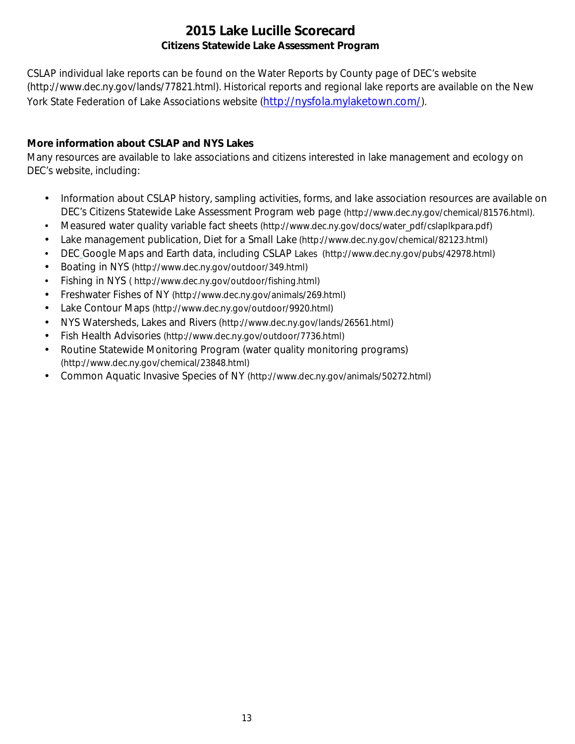# 2015 Lake Lucille Scorecard

**Citizens Statewide Lake Assessment Program**

CSLAP individual lake reports can be found on the Water Reports by County page of DEC's website (http://www.dec.ny.gov/lands/77821.html). Historical reports and regional lake reports are available on the New York State Federation of Lake Associations website (http://nysfola.mylaketown.com/).

**More information about CSLAP and NYS Lakes**

Many resources are available to lake associations and citizens interested in lake management and ecology on DEC's website, including:

- Information about CSLAP history, sampling activities, forms, and lake association resources are available on DEC's Citizens Statewide Lake Assessment Program web page (http://www.dec.ny.gov/chemical/81576.html).
- Measured water quality variable fact sheets (http://www.dec.ny.gov/docs/water_pdf/cslaplkpara.pdf)
- Lake management publication, Diet for a Small Lake (http://www.dec.ny.gov/chemical/82123.html)
- DEC Google Maps and Earth data, including CSLAP Lakes (http://www.dec.ny.gov/pubs/42978.html)
- Boating in NYS (http://www.dec.ny.gov/outdoor/349.html)
- Fishing in NYS ( http://www.dec.ny.gov/outdoor/fishing.html)
- Freshwater Fishes of NY (http://www.dec.ny.gov/animals/269.html)
- Lake Contour Maps (http://www.dec.ny.gov/outdoor/9920.html)
- NYS Watersheds, Lakes and Rivers (http://www.dec.ny.gov/lands/26561.html)
- Fish Health Advisories (http://www.dec.ny.gov/outdoor/7736.html)
- Routine Statewide Monitoring Program (water quality monitoring programs) (http://www.dec.ny.gov/chemical/23848.html)
- Common Aquatic Invasive Species of NY (http://www.dec.ny.gov/animals/50272.html)